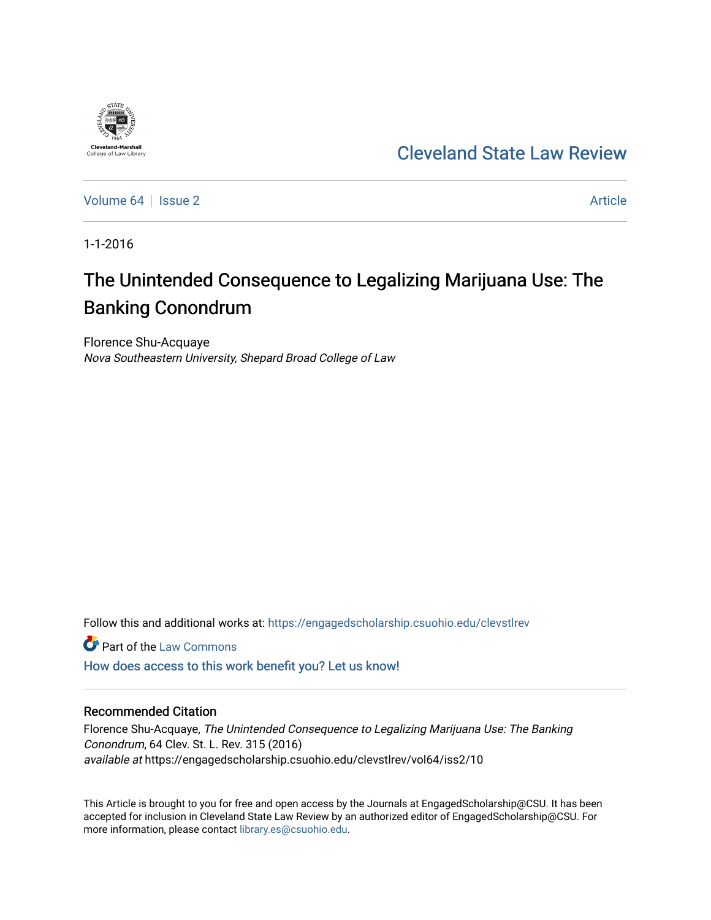Cleveland-Marshall College of Law Library

Cleveland State Law Review

Volume 64 | Issue 2 | Article

1-1-2016

# The Unintended Consequence to Legalizing Marijuana Use: The Banking Conondrum

Florence Shu-Acquaye
*Nova Southeastern University, Shepard Broad College of Law*

Follow this and additional works at: https://engagedscholarship.csuohio.edu/clevstlrev

Part of the Law Commons

How does access to this work benefit you? Let us know!

## Recommended Citation

Florence Shu-Acquaye, *The Unintended Consequence to Legalizing Marijuana Use: The Banking Conondrum*, 64 Clev. St. L. Rev. 315 (2016)
*available at* https://engagedscholarship.csuohio.edu/clevstlrev/vol64/iss2/10

This Article is brought to you for free and open access by the Journals at EngagedScholarship@CSU. It has been accepted for inclusion in Cleveland State Law Review by an authorized editor of EngagedScholarship@CSU. For more information, please contact library.es@csuohio.edu.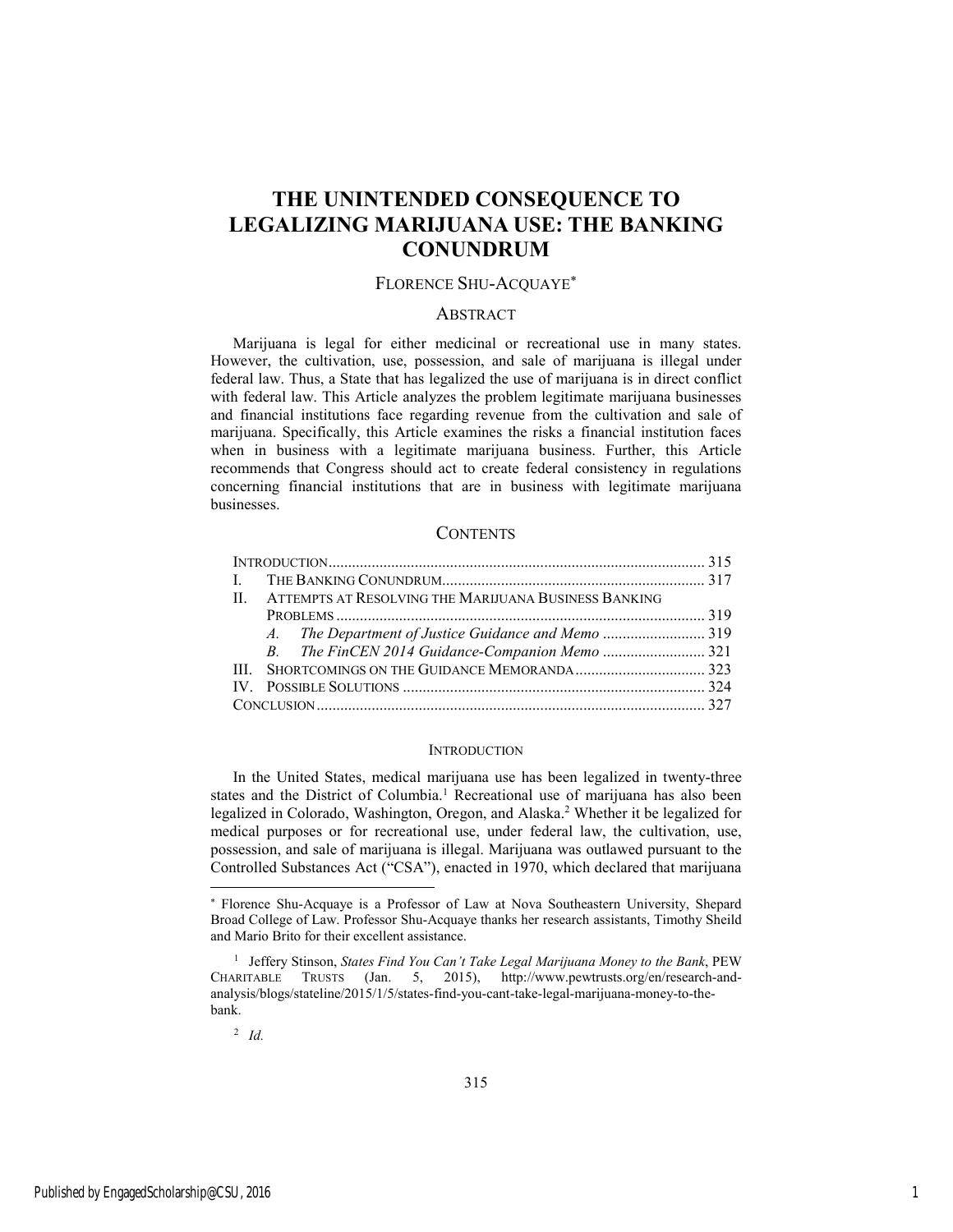# THE UNINTENDED CONSEQUENCE TO LEGALIZING MARIJUANA USE: THE BANKING CONUNDRUM

FLORENCE SHU-ACQUAYE*

## ABSTRACT

Marijuana is legal for either medicinal or recreational use in many states. However, the cultivation, use, possession, and sale of marijuana is illegal under federal law. Thus, a State that has legalized the use of marijuana is in direct conflict with federal law. This Article analyzes the problem legitimate marijuana businesses and financial institutions face regarding revenue from the cultivation and sale of marijuana. Specifically, this Article examines the risks a financial institution faces when in business with a legitimate marijuana business. Further, this Article recommends that Congress should act to create federal consistency in regulations concerning financial institutions that are in business with legitimate marijuana businesses.

## CONTENTS

- INTRODUCTION ............................................................ 315
- I. THE BANKING CONUNDRUM ............................................................ 317
- II. ATTEMPTS AT RESOLVING THE MARIJUANA BUSINESS BANKING PROBLEMS ............................................................ 319
  - *A. The Department of Justice Guidance and Memo* ............................ 319
  - *B. The FinCEN 2014 Guidance-Companion Memo* ............................ 321
- III. SHORTCOMINGS ON THE GUIDANCE MEMORANDA ............................ 323
- IV. POSSIBLE SOLUTIONS ............................................................ 324
- CONCLUSION ............................................................ 327

## INTRODUCTION

In the United States, medical marijuana use has been legalized in twenty-three states and the District of Columbia.[1] Recreational use of marijuana has also been legalized in Colorado, Washington, Oregon, and Alaska.[2] Whether it be legalized for medical purposes or for recreational use, under federal law, the cultivation, use, possession, and sale of marijuana is illegal. Marijuana was outlawed pursuant to the Controlled Substances Act ("CSA"), enacted in 1970, which declared that marijuana

---

* Florence Shu-Acquaye is a Professor of Law at Nova Southeastern University, Shepard Broad College of Law. Professor Shu-Acquaye thanks her research assistants, Timothy Sheild and Mario Brito for their excellent assistance.

[1] Jeffery Stinson, *States Find You Can't Take Legal Marijuana Money to the Bank*, PEW CHARITABLE TRUSTS (Jan. 5, 2015), http://www.pewtrusts.org/en/research-and-analysis/blogs/stateline/2015/1/5/states-find-you-cant-take-legal-marijuana-money-to-the-bank.

[2] *Id.*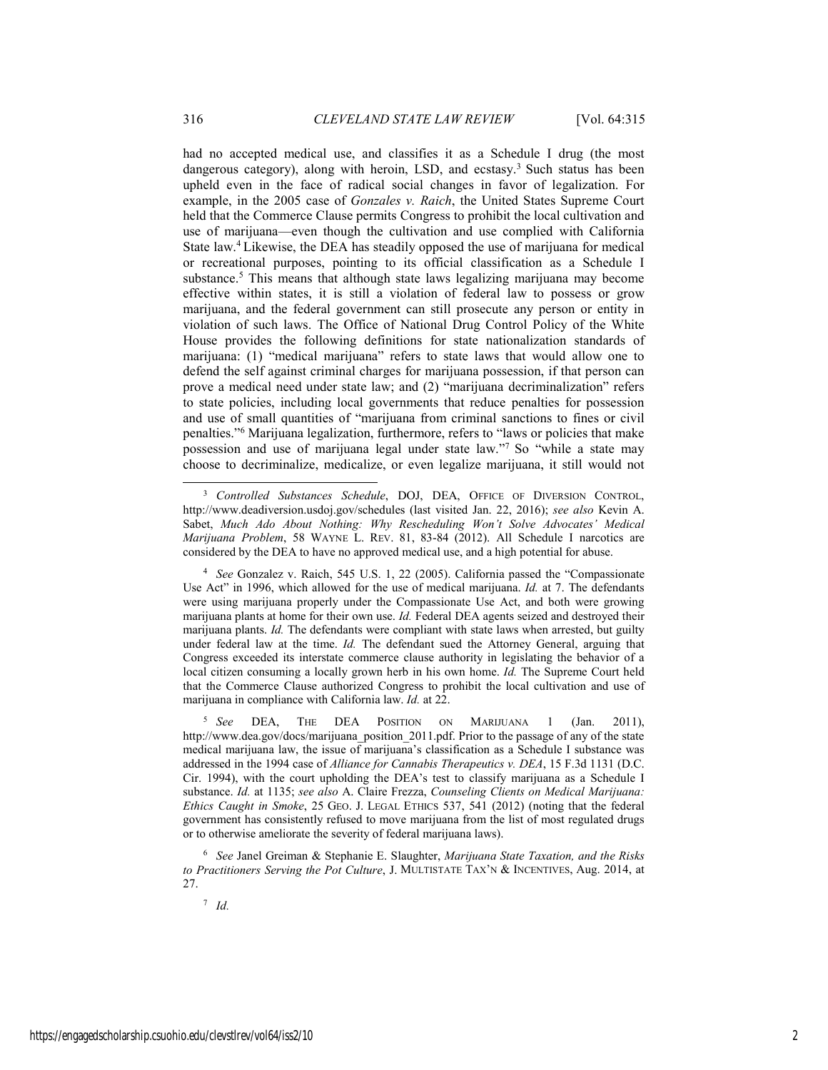had no accepted medical use, and classifies it as a Schedule I drug (the most dangerous category), along with heroin, LSD, and ecstasy.[3] Such status has been upheld even in the face of radical social changes in favor of legalization. For example, in the 2005 case of *Gonzales v. Raich*, the United States Supreme Court held that the Commerce Clause permits Congress to prohibit the local cultivation and use of marijuana—even though the cultivation and use complied with California State law.[4] Likewise, the DEA has steadily opposed the use of marijuana for medical or recreational purposes, pointing to its official classification as a Schedule I substance.[5] This means that although state laws legalizing marijuana may become effective within states, it is still a violation of federal law to possess or grow marijuana, and the federal government can still prosecute any person or entity in violation of such laws. The Office of National Drug Control Policy of the White House provides the following definitions for state nationalization standards of marijuana: (1) "medical marijuana" refers to state laws that would allow one to defend the self against criminal charges for marijuana possession, if that person can prove a medical need under state law; and (2) "marijuana decriminalization" refers to state policies, including local governments that reduce penalties for possession and use of small quantities of "marijuana from criminal sanctions to fines or civil penalties."[6] Marijuana legalization, furthermore, refers to "laws or policies that make possession and use of marijuana legal under state law."[7] So "while a state may choose to decriminalize, medicalize, or even legalize marijuana, it still would not

---

[3] *Controlled Substances Schedule*, DOJ, DEA, OFFICE OF DIVERSION CONTROL, http://www.deadiversion.usdoj.gov/schedules (last visited Jan. 22, 2016); *see also* Kevin A. Sabet, *Much Ado About Nothing: Why Rescheduling Won't Solve Advocates' Medical Marijuana Problem*, 58 WAYNE L. REV. 81, 83-84 (2012). All Schedule I narcotics are considered by the DEA to have no approved medical use, and a high potential for abuse.

[4] *See* Gonzalez v. Raich, 545 U.S. 1, 22 (2005). California passed the "Compassionate Use Act" in 1996, which allowed for the use of medical marijuana. *Id.* at 7. The defendants were using marijuana properly under the Compassionate Use Act, and both were growing marijuana plants at home for their own use. *Id.* Federal DEA agents seized and destroyed their marijuana plants. *Id.* The defendants were compliant with state laws when arrested, but guilty under federal law at the time. *Id.* The defendant sued the Attorney General, arguing that Congress exceeded its interstate commerce clause authority in legislating the behavior of a local citizen consuming a locally grown herb in his own home. *Id.* The Supreme Court held that the Commerce Clause authorized Congress to prohibit the local cultivation and use of marijuana in compliance with California law. *Id.* at 22.

[5] *See* DEA, THE DEA POSITION ON MARIJUANA 1 (Jan. 2011), http://www.dea.gov/docs/marijuana_position_2011.pdf. Prior to the passage of any of the state medical marijuana law, the issue of marijuana's classification as a Schedule I substance was addressed in the 1994 case of *Alliance for Cannabis Therapeutics v. DEA*, 15 F.3d 1131 (D.C. Cir. 1994), with the court upholding the DEA's test to classify marijuana as a Schedule I substance. *Id.* at 1135; *see also* A. Claire Frezza, *Counseling Clients on Medical Marijuana: Ethics Caught in Smoke*, 25 GEO. J. LEGAL ETHICS 537, 541 (2012) (noting that the federal government has consistently refused to move marijuana from the list of most regulated drugs or to otherwise ameliorate the severity of federal marijuana laws).

[6] *See* Janel Greiman & Stephanie E. Slaughter, *Marijuana State Taxation, and the Risks to Practitioners Serving the Pot Culture*, J. MULTISTATE TAX'N & INCENTIVES, Aug. 2014, at 27.

[7] *Id.*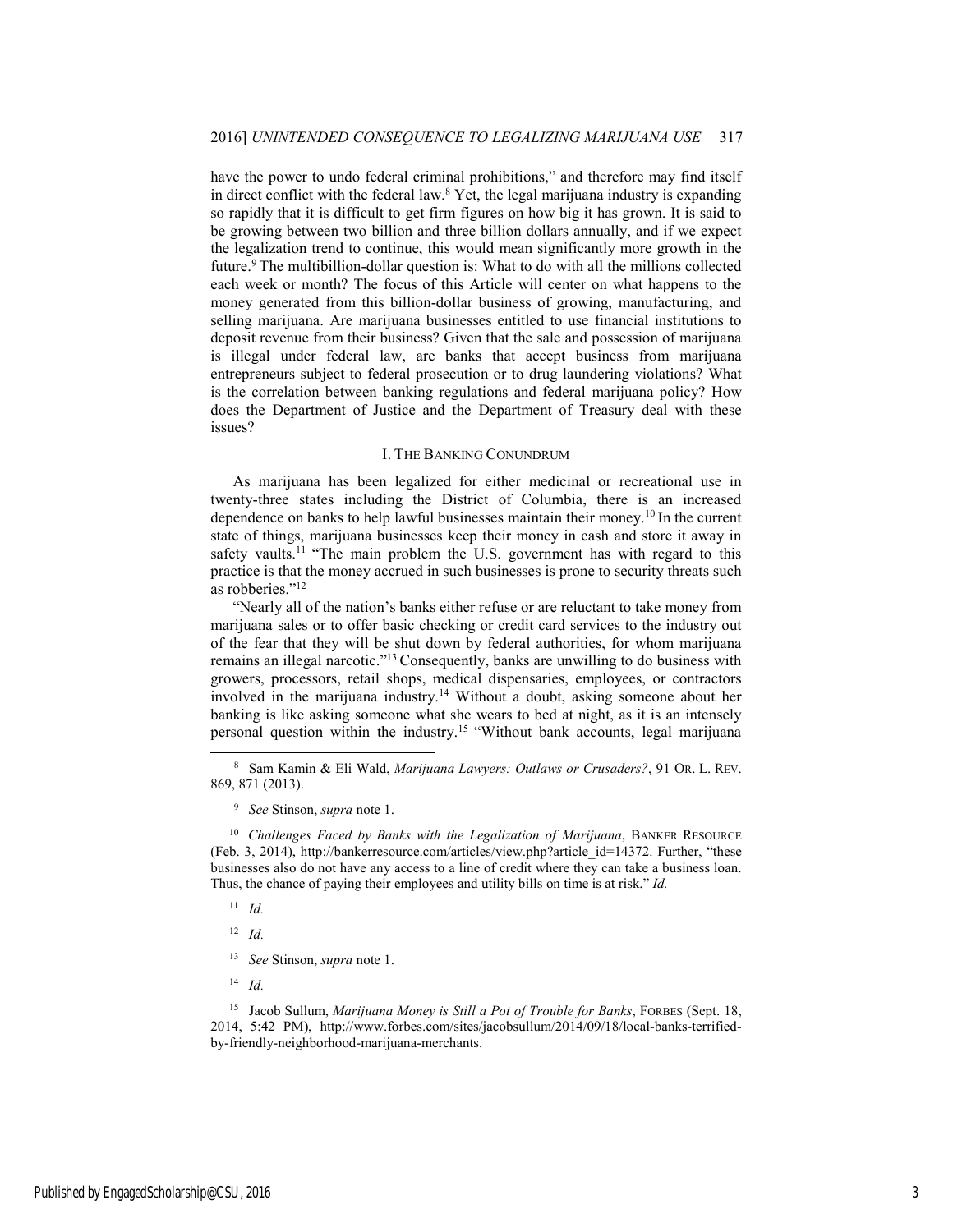have the power to undo federal criminal prohibitions," and therefore may find itself in direct conflict with the federal law.[8] Yet, the legal marijuana industry is expanding so rapidly that it is difficult to get firm figures on how big it has grown. It is said to be growing between two billion and three billion dollars annually, and if we expect the legalization trend to continue, this would mean significantly more growth in the future.[9] The multibillion-dollar question is: What to do with all the millions collected each week or month? The focus of this Article will center on what happens to the money generated from this billion-dollar business of growing, manufacturing, and selling marijuana. Are marijuana businesses entitled to use financial institutions to deposit revenue from their business? Given that the sale and possession of marijuana is illegal under federal law, are banks that accept business from marijuana entrepreneurs subject to federal prosecution or to drug laundering violations? What is the correlation between banking regulations and federal marijuana policy? How does the Department of Justice and the Department of Treasury deal with these issues?

## I. THE BANKING CONUNDRUM

As marijuana has been legalized for either medicinal or recreational use in twenty-three states including the District of Columbia, there is an increased dependence on banks to help lawful businesses maintain their money.[10] In the current state of things, marijuana businesses keep their money in cash and store it away in safety vaults.[11] "The main problem the U.S. government has with regard to this practice is that the money accrued in such businesses is prone to security threats such as robberies."[12]

"Nearly all of the nation's banks either refuse or are reluctant to take money from marijuana sales or to offer basic checking or credit card services to the industry out of the fear that they will be shut down by federal authorities, for whom marijuana remains an illegal narcotic."[13] Consequently, banks are unwilling to do business with growers, processors, retail shops, medical dispensaries, employees, or contractors involved in the marijuana industry.[14] Without a doubt, asking someone about her banking is like asking someone what she wears to bed at night, as it is an intensely personal question within the industry.[15] "Without bank accounts, legal marijuana

---

[8] Sam Kamin & Eli Wald, *Marijuana Lawyers: Outlaws or Crusaders?*, 91 OR. L. REV. 869, 871 (2013).

[9] *See* Stinson, *supra* note 1.

[10] *Challenges Faced by Banks with the Legalization of Marijuana*, BANKER RESOURCE (Feb. 3, 2014), http://bankerresource.com/articles/view.php?article_id=14372. Further, "these businesses also do not have any access to a line of credit where they can take a business loan. Thus, the chance of paying their employees and utility bills on time is at risk." *Id.*

[11] *Id.*

[12] *Id.*

[13] *See* Stinson, *supra* note 1.

[14] *Id.*

[15] Jacob Sullum, *Marijuana Money is Still a Pot of Trouble for Banks*, FORBES (Sept. 18, 2014, 5:42 PM), http://www.forbes.com/sites/jacobsullum/2014/09/18/local-banks-terrified-by-friendly-neighborhood-marijuana-merchants.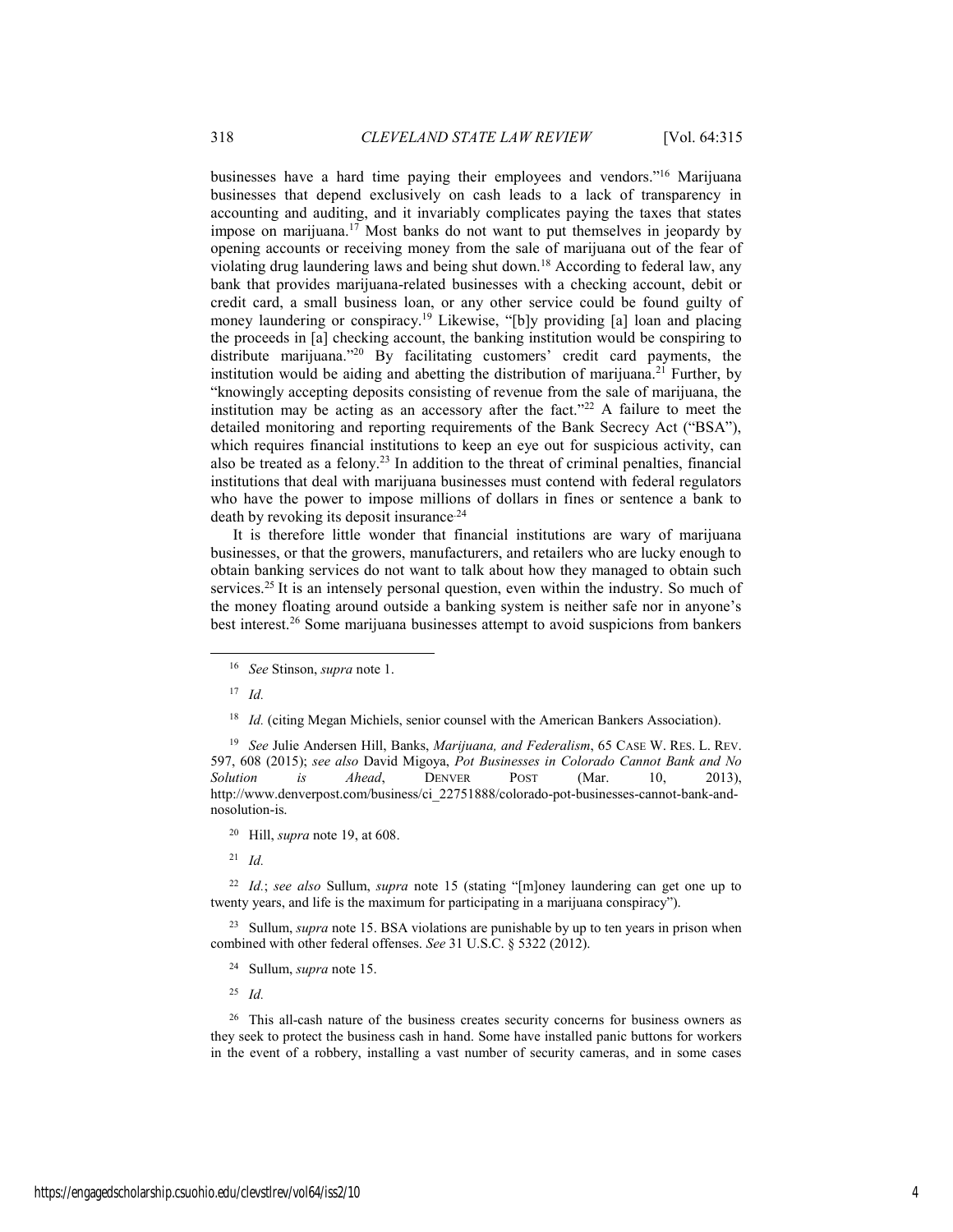businesses have a hard time paying their employees and vendors."[16] Marijuana businesses that depend exclusively on cash leads to a lack of transparency in accounting and auditing, and it invariably complicates paying the taxes that states impose on marijuana.[17] Most banks do not want to put themselves in jeopardy by opening accounts or receiving money from the sale of marijuana out of the fear of violating drug laundering laws and being shut down.[18] According to federal law, any bank that provides marijuana-related businesses with a checking account, debit or credit card, a small business loan, or any other service could be found guilty of money laundering or conspiracy.[19] Likewise, "[b]y providing [a] loan and placing the proceeds in [a] checking account, the banking institution would be conspiring to distribute marijuana."[20] By facilitating customers' credit card payments, the institution would be aiding and abetting the distribution of marijuana.[21] Further, by "knowingly accepting deposits consisting of revenue from the sale of marijuana, the institution may be acting as an accessory after the fact."[22] A failure to meet the detailed monitoring and reporting requirements of the Bank Secrecy Act ("BSA"), which requires financial institutions to keep an eye out for suspicious activity, can also be treated as a felony.[23] In addition to the threat of criminal penalties, financial institutions that deal with marijuana businesses must contend with federal regulators who have the power to impose millions of dollars in fines or sentence a bank to death by revoking its deposit insurance.[24]

It is therefore little wonder that financial institutions are wary of marijuana businesses, or that the growers, manufacturers, and retailers who are lucky enough to obtain banking services do not want to talk about how they managed to obtain such services.[25] It is an intensely personal question, even within the industry. So much of the money floating around outside a banking system is neither safe nor in anyone's best interest.[26] Some marijuana businesses attempt to avoid suspicions from bankers

---

[16] *See* Stinson, *supra* note 1.

[17] *Id.*

[18] *Id.* (citing Megan Michiels, senior counsel with the American Bankers Association).

[19] *See* Julie Andersen Hill, Banks, *Marijuana, and Federalism*, 65 CASE W. RES. L. REV. 597, 608 (2015); *see also* David Migoya, *Pot Businesses in Colorado Cannot Bank and No Solution is Ahead*, DENVER POST (Mar. 10, 2013), http://www.denverpost.com/business/ci_22751888/colorado-pot-businesses-cannot-bank-and-nosolution-is.

[20] Hill, *supra* note 19, at 608.

[21] *Id.*

[22] *Id.*; *see also* Sullum, *supra* note 15 (stating "[m]oney laundering can get one up to twenty years, and life is the maximum for participating in a marijuana conspiracy").

[23] Sullum, *supra* note 15. BSA violations are punishable by up to ten years in prison when combined with other federal offenses. *See* 31 U.S.C. § 5322 (2012).

[24] Sullum, *supra* note 15.

[25] *Id.*

[26] This all-cash nature of the business creates security concerns for business owners as they seek to protect the business cash in hand. Some have installed panic buttons for workers in the event of a robbery, installing a vast number of security cameras, and in some cases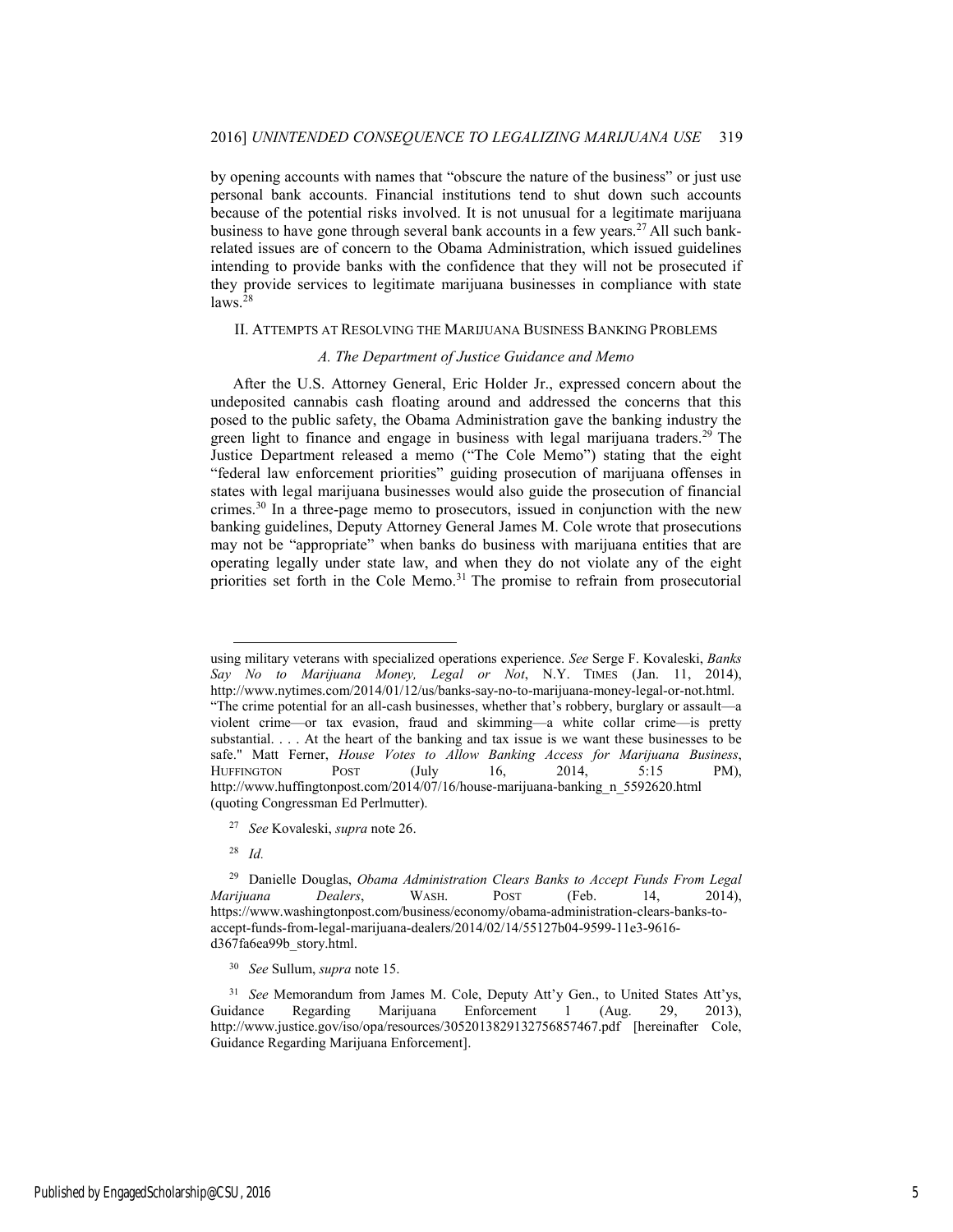by opening accounts with names that "obscure the nature of the business" or just use personal bank accounts. Financial institutions tend to shut down such accounts because of the potential risks involved. It is not unusual for a legitimate marijuana business to have gone through several bank accounts in a few years.[27] All such bank-related issues are of concern to the Obama Administration, which issued guidelines intending to provide banks with the confidence that they will not be prosecuted if they provide services to legitimate marijuana businesses in compliance with state laws.[28]

## II. Attempts at Resolving the Marijuana Business Banking Problems

### *A. The Department of Justice Guidance and Memo*

After the U.S. Attorney General, Eric Holder Jr., expressed concern about the undeposited cannabis cash floating around and addressed the concerns that this posed to the public safety, the Obama Administration gave the banking industry the green light to finance and engage in business with legal marijuana traders.[29] The Justice Department released a memo ("The Cole Memo") stating that the eight "federal law enforcement priorities" guiding prosecution of marijuana offenses in states with legal marijuana businesses would also guide the prosecution of financial crimes.[30] In a three-page memo to prosecutors, issued in conjunction with the new banking guidelines, Deputy Attorney General James M. Cole wrote that prosecutions may not be "appropriate" when banks do business with marijuana entities that are operating legally under state law, and when they do not violate any of the eight priorities set forth in the Cole Memo.[31] The promise to refrain from prosecutorial

---

using military veterans with specialized operations experience. *See* Serge F. Kovaleski, *Banks Say No to Marijuana Money, Legal or Not*, N.Y. Times (Jan. 11, 2014), http://www.nytimes.com/2014/01/12/us/banks-say-no-to-marijuana-money-legal-or-not.html. "The crime potential for an all-cash businesses, whether that's robbery, burglary or assault—a violent crime—or tax evasion, fraud and skimming—a white collar crime—is pretty substantial. . . . At the heart of the banking and tax issue is we want these businesses to be safe." Matt Ferner, *House Votes to Allow Banking Access for Marijuana Business*, Huffington Post (July 16, 2014, 5:15 PM), http://www.huffingtonpost.com/2014/07/16/house-marijuana-banking_n_5592620.html (quoting Congressman Ed Perlmutter).

[27] *See* Kovaleski, *supra* note 26.

[28] *Id.*

[29] Danielle Douglas, *Obama Administration Clears Banks to Accept Funds From Legal Marijuana Dealers*, Wash. Post (Feb. 14, 2014), https://www.washingtonpost.com/business/economy/obama-administration-clears-banks-to-accept-funds-from-legal-marijuana-dealers/2014/02/14/55127b04-9599-11e3-9616-d367fa6ea99b_story.html.

[30] *See* Sullum, *supra* note 15.

[31] *See* Memorandum from James M. Cole, Deputy Att'y Gen., to United States Att'ys, Guidance Regarding Marijuana Enforcement 1 (Aug. 29, 2013), http://www.justice.gov/iso/opa/resources/3052013829132756857467.pdf [hereinafter Cole, Guidance Regarding Marijuana Enforcement].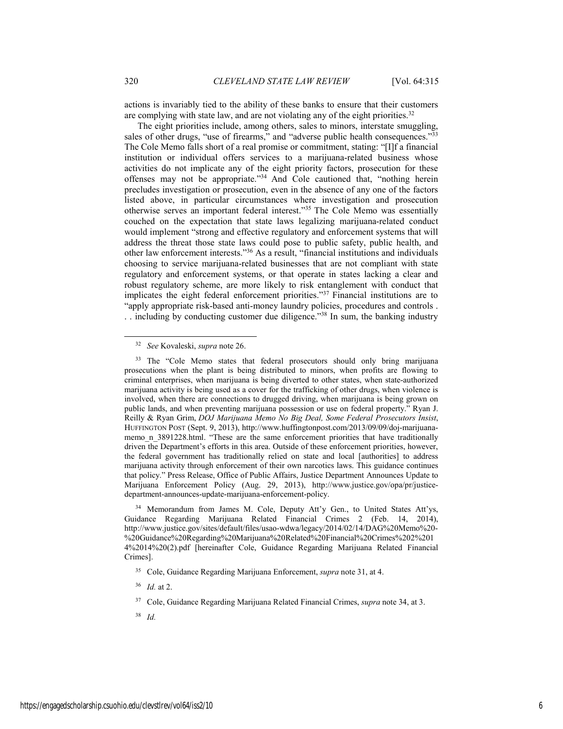actions is invariably tied to the ability of these banks to ensure that their customers are complying with state law, and are not violating any of the eight priorities.[32]

The eight priorities include, among others, sales to minors, interstate smuggling, sales of other drugs, "use of firearms," and "adverse public health consequences."[33] The Cole Memo falls short of a real promise or commitment, stating: "[I]f a financial institution or individual offers services to a marijuana-related business whose activities do not implicate any of the eight priority factors, prosecution for these offenses may not be appropriate."[34] And Cole cautioned that, "nothing herein precludes investigation or prosecution, even in the absence of any one of the factors listed above, in particular circumstances where investigation and prosecution otherwise serves an important federal interest."[35] The Cole Memo was essentially couched on the expectation that state laws legalizing marijuana-related conduct would implement "strong and effective regulatory and enforcement systems that will address the threat those state laws could pose to public safety, public health, and other law enforcement interests."[36] As a result, "financial institutions and individuals choosing to service marijuana-related businesses that are not compliant with state regulatory and enforcement systems, or that operate in states lacking a clear and robust regulatory scheme, are more likely to risk entanglement with conduct that implicates the eight federal enforcement priorities."[37] Financial institutions are to "apply appropriate risk-based anti-money laundry policies, procedures and controls . . . including by conducting customer due diligence."[38] In sum, the banking industry

---

[32] *See* Kovaleski, *supra* note 26.

[33] The "Cole Memo states that federal prosecutors should only bring marijuana prosecutions when the plant is being distributed to minors, when profits are flowing to criminal enterprises, when marijuana is being diverted to other states, when state-authorized marijuana activity is being used as a cover for the trafficking of other drugs, when violence is involved, when there are connections to drugged driving, when marijuana is being grown on public lands, and when preventing marijuana possession or use on federal property." Ryan J. Reilly & Ryan Grim, *DOJ Marijuana Memo No Big Deal, Some Federal Prosecutors Insist*, HUFFINGTON POST (Sept. 9, 2013), http://www.huffingtonpost.com/2013/09/09/doj-marijuana-memo_n_3891228.html. "These are the same enforcement priorities that have traditionally driven the Department's efforts in this area. Outside of these enforcement priorities, however, the federal government has traditionally relied on state and local [authorities] to address marijuana activity through enforcement of their own narcotics laws. This guidance continues that policy." Press Release, Office of Public Affairs, Justice Department Announces Update to Marijuana Enforcement Policy (Aug. 29, 2013), http://www.justice.gov/opa/pr/justice-department-announces-update-marijuana-enforcement-policy.

[34] Memorandum from James M. Cole, Deputy Att'y Gen., to United States Att'ys, Guidance Regarding Marijuana Related Financial Crimes 2 (Feb. 14, 2014), http://www.justice.gov/sites/default/files/usao-wdwa/legacy/2014/02/14/DAG%20Memo%20-%20Guidance%20Regarding%20Marijuana%20Related%20Financial%20Crimes%202%2014%2014%20(2).pdf [hereinafter Cole, Guidance Regarding Marijuana Related Financial Crimes].

[35] Cole, Guidance Regarding Marijuana Enforcement, *supra* note 31, at 4.

[36] *Id.* at 2.

[37] Cole, Guidance Regarding Marijuana Related Financial Crimes, *supra* note 34, at 3.

[38] *Id.*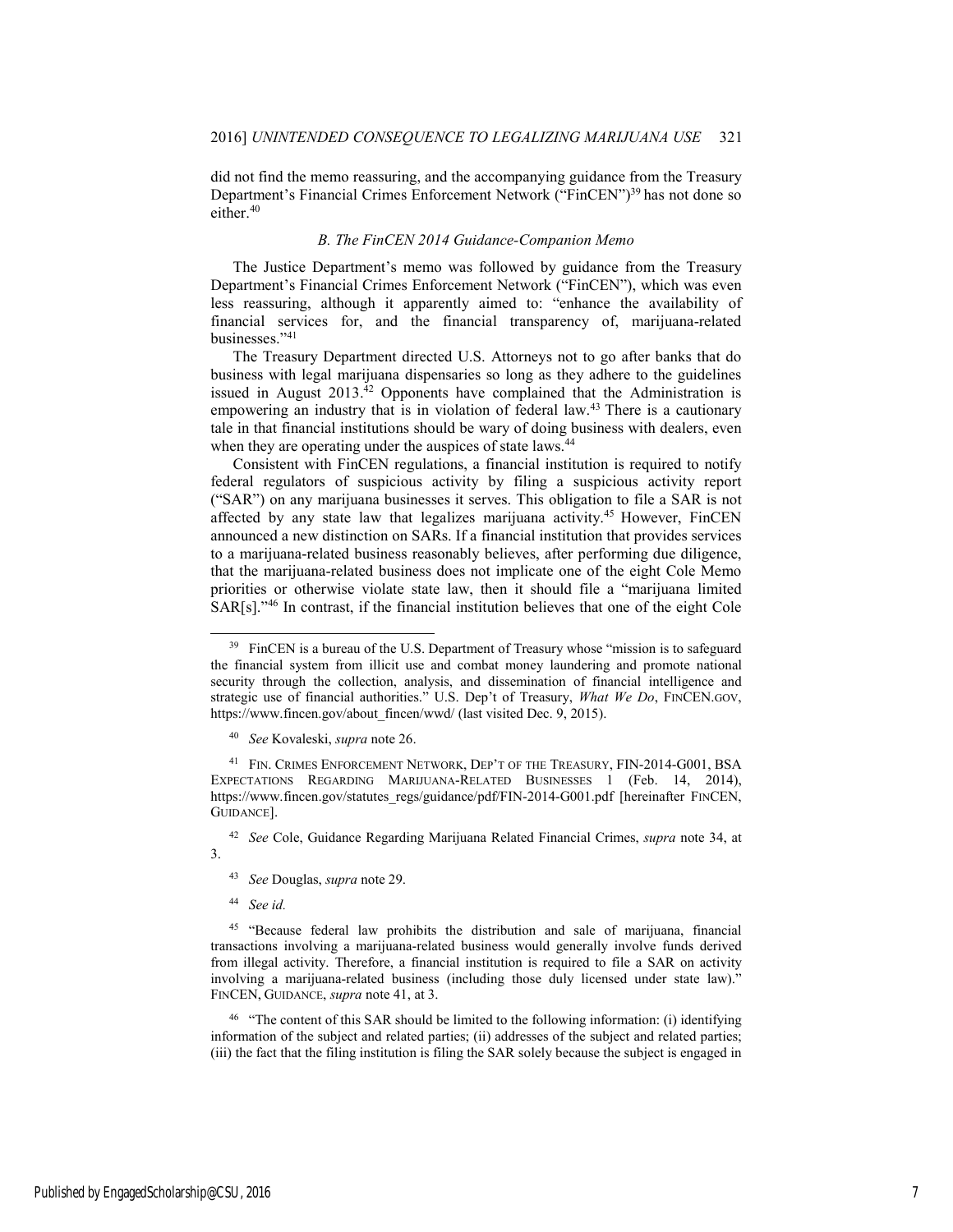did not find the memo reassuring, and the accompanying guidance from the Treasury Department's Financial Crimes Enforcement Network ("FinCEN")[39] has not done so either.[40]

### *B. The FinCEN 2014 Guidance-Companion Memo*

The Justice Department's memo was followed by guidance from the Treasury Department's Financial Crimes Enforcement Network ("FinCEN"), which was even less reassuring, although it apparently aimed to: "enhance the availability of financial services for, and the financial transparency of, marijuana-related businesses."[41]

The Treasury Department directed U.S. Attorneys not to go after banks that do business with legal marijuana dispensaries so long as they adhere to the guidelines issued in August 2013.[42] Opponents have complained that the Administration is empowering an industry that is in violation of federal law.[43] There is a cautionary tale in that financial institutions should be wary of doing business with dealers, even when they are operating under the auspices of state laws.[44]

Consistent with FinCEN regulations, a financial institution is required to notify federal regulators of suspicious activity by filing a suspicious activity report ("SAR") on any marijuana businesses it serves. This obligation to file a SAR is not affected by any state law that legalizes marijuana activity.[45] However, FinCEN announced a new distinction on SARs. If a financial institution that provides services to a marijuana-related business reasonably believes, after performing due diligence, that the marijuana-related business does not implicate one of the eight Cole Memo priorities or otherwise violate state law, then it should file a "marijuana limited SAR[s]."[46] In contrast, if the financial institution believes that one of the eight Cole

---

[39] FinCEN is a bureau of the U.S. Department of Treasury whose "mission is to safeguard the financial system from illicit use and combat money laundering and promote national security through the collection, analysis, and dissemination of financial intelligence and strategic use of financial authorities." U.S. Dep't of Treasury, *What We Do*, FINCEN.GOV, https://www.fincen.gov/about_fincen/wwd/ (last visited Dec. 9, 2015).

[40] *See* Kovaleski, *supra* note 26.

[41] FIN. CRIMES ENFORCEMENT NETWORK, DEP'T OF THE TREASURY, FIN-2014-G001, BSA EXPECTATIONS REGARDING MARIJUANA-RELATED BUSINESSES 1 (Feb. 14, 2014), https://www.fincen.gov/statutes_regs/guidance/pdf/FIN-2014-G001.pdf [hereinafter FINCEN, GUIDANCE].

[42] *See* Cole, Guidance Regarding Marijuana Related Financial Crimes, *supra* note 34, at 3.

[43] *See* Douglas, *supra* note 29.

[44] *See id.*

[45] "Because federal law prohibits the distribution and sale of marijuana, financial transactions involving a marijuana-related business would generally involve funds derived from illegal activity. Therefore, a financial institution is required to file a SAR on activity involving a marijuana-related business (including those duly licensed under state law)." FINCEN, GUIDANCE, *supra* note 41, at 3.

[46] "The content of this SAR should be limited to the following information: (i) identifying information of the subject and related parties; (ii) addresses of the subject and related parties; (iii) the fact that the filing institution is filing the SAR solely because the subject is engaged in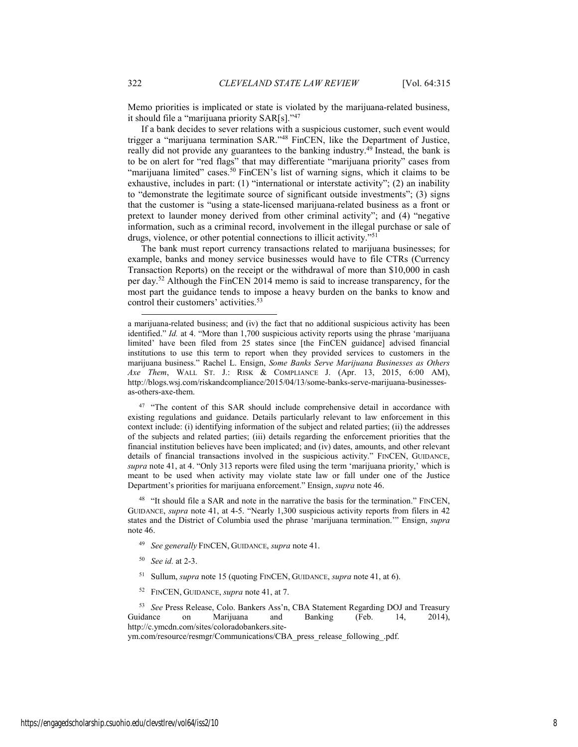Memo priorities is implicated or state is violated by the marijuana-related business, it should file a "marijuana priority SAR[s]."[47]

If a bank decides to sever relations with a suspicious customer, such event would trigger a "marijuana termination SAR."[48] FinCEN, like the Department of Justice, really did not provide any guarantees to the banking industry.[49] Instead, the bank is to be on alert for "red flags" that may differentiate "marijuana priority" cases from "marijuana limited" cases.[50] FinCEN's list of warning signs, which it claims to be exhaustive, includes in part: (1) "international or interstate activity"; (2) an inability to "demonstrate the legitimate source of significant outside investments"; (3) signs that the customer is "using a state-licensed marijuana-related business as a front or pretext to launder money derived from other criminal activity"; and (4) "negative information, such as a criminal record, involvement in the illegal purchase or sale of drugs, violence, or other potential connections to illicit activity."[51]

The bank must report currency transactions related to marijuana businesses; for example, banks and money service businesses would have to file CTRs (Currency Transaction Reports) on the receipt or the withdrawal of more than $10,000 in cash per day.[52] Although the FinCEN 2014 memo is said to increase transparency, for the most part the guidance tends to impose a heavy burden on the banks to know and control their customers' activities.[53]

---

a marijuana-related business; and (iv) the fact that no additional suspicious activity has been identified." *Id.* at 4. "More than 1,700 suspicious activity reports using the phrase 'marijuana limited' have been filed from 25 states since [the FinCEN guidance] advised financial institutions to use this term to report when they provided services to customers in the marijuana business." Rachel L. Ensign, *Some Banks Serve Marijuana Businesses as Others Axe Them*, WALL ST. J.: RISK & COMPLIANCE J. (Apr. 13, 2015, 6:00 AM), http://blogs.wsj.com/riskandcompliance/2015/04/13/some-banks-serve-marijuana-businesses-as-others-axe-them.

[47] "The content of this SAR should include comprehensive detail in accordance with existing regulations and guidance. Details particularly relevant to law enforcement in this context include: (i) identifying information of the subject and related parties; (ii) the addresses of the subjects and related parties; (iii) details regarding the enforcement priorities that the financial institution believes have been implicated; and (iv) dates, amounts, and other relevant details of financial transactions involved in the suspicious activity." FINCEN, GUIDANCE, *supra* note 41, at 4. "Only 313 reports were filed using the term 'marijuana priority,' which is meant to be used when activity may violate state law or fall under one of the Justice Department's priorities for marijuana enforcement." Ensign, *supra* note 46.

[48] "It should file a SAR and note in the narrative the basis for the termination." FINCEN, GUIDANCE, *supra* note 41, at 4-5. "Nearly 1,300 suspicious activity reports from filers in 42 states and the District of Columbia used the phrase 'marijuana termination.'" Ensign, *supra* note 46.

[49] *See generally* FINCEN, GUIDANCE, *supra* note 41.

[50] *See id.* at 2-3.

[51] Sullum, *supra* note 15 (quoting FINCEN, GUIDANCE, *supra* note 41, at 6).

[52] FINCEN, GUIDANCE, *supra* note 41, at 7.

[53] *See* Press Release, Colo. Bankers Ass'n, CBA Statement Regarding DOJ and Treasury Guidance on Marijuana and Banking (Feb. 14, 2014), http://c.ymcdn.com/sites/coloradobankers.site-ym.com/resource/resmgr/Communications/CBA_press_release_following_.pdf.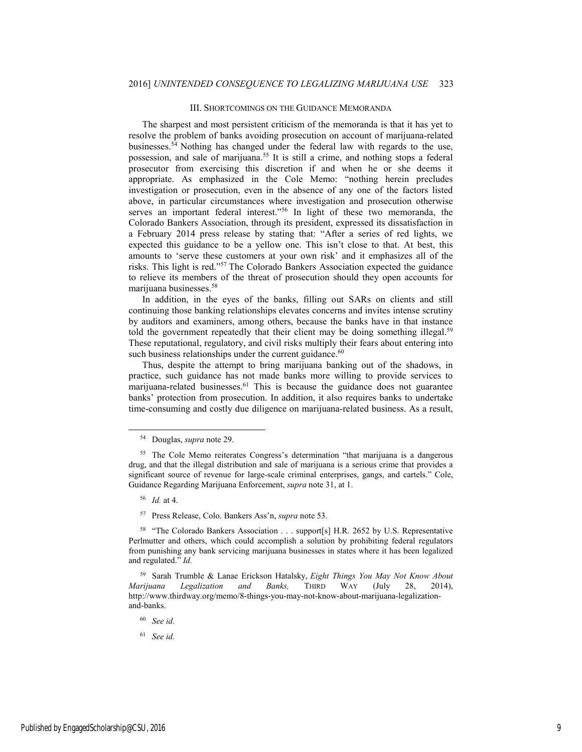## III. Shortcomings on the Guidance Memoranda

The sharpest and most persistent criticism of the memoranda is that it has yet to resolve the problem of banks avoiding prosecution on account of marijuana-related businesses.[54] Nothing has changed under the federal law with regards to the use, possession, and sale of marijuana.[55] It is still a crime, and nothing stops a federal prosecutor from exercising this discretion if and when he or she deems it appropriate. As emphasized in the Cole Memo: "nothing herein precludes investigation or prosecution, even in the absence of any one of the factors listed above, in particular circumstances where investigation and prosecution otherwise serves an important federal interest."[56] In light of these two memoranda, the Colorado Bankers Association, through its president, expressed its dissatisfaction in a February 2014 press release by stating that: "After a series of red lights, we expected this guidance to be a yellow one. This isn't close to that. At best, this amounts to 'serve these customers at your own risk' and it emphasizes all of the risks. This light is red."[57] The Colorado Bankers Association expected the guidance to relieve its members of the threat of prosecution should they open accounts for marijuana businesses.[58]

In addition, in the eyes of the banks, filling out SARs on clients and still continuing those banking relationships elevates concerns and invites intense scrutiny by auditors and examiners, among others, because the banks have in that instance told the government repeatedly that their client may be doing something illegal.[59] These reputational, regulatory, and civil risks multiply their fears about entering into such business relationships under the current guidance.[60]

Thus, despite the attempt to bring marijuana banking out of the shadows, in practice, such guidance has not made banks more willing to provide services to marijuana-related businesses.[61] This is because the guidance does not guarantee banks' protection from prosecution. In addition, it also requires banks to undertake time-consuming and costly due diligence on marijuana-related business. As a result,

---

[54] Douglas, *supra* note 29.

[55] The Cole Memo reiterates Congress's determination "that marijuana is a dangerous drug, and that the illegal distribution and sale of marijuana is a serious crime that provides a significant source of revenue for large-scale criminal enterprises, gangs, and cartels." Cole, Guidance Regarding Marijuana Enforcement, *supra* note 31, at 1.

[56] *Id.* at 4.

[57] Press Release, Colo. Bankers Ass'n, *supra* note 53.

[58] "The Colorado Bankers Association . . . support[s] H.R. 2652 by U.S. Representative Perlmutter and others, which could accomplish a solution by prohibiting federal regulators from punishing any bank servicing marijuana businesses in states where it has been legalized and regulated." *Id.*

[59] Sarah Trumble & Lanae Erickson Hatalsky, *Eight Things You May Not Know About Marijuana Legalization and Banks,* THIRD WAY (July 28, 2014), http://www.thirdway.org/memo/8-things-you-may-not-know-about-marijuana-legalization-and-banks.

[60] *See id.*

[61] *See id.*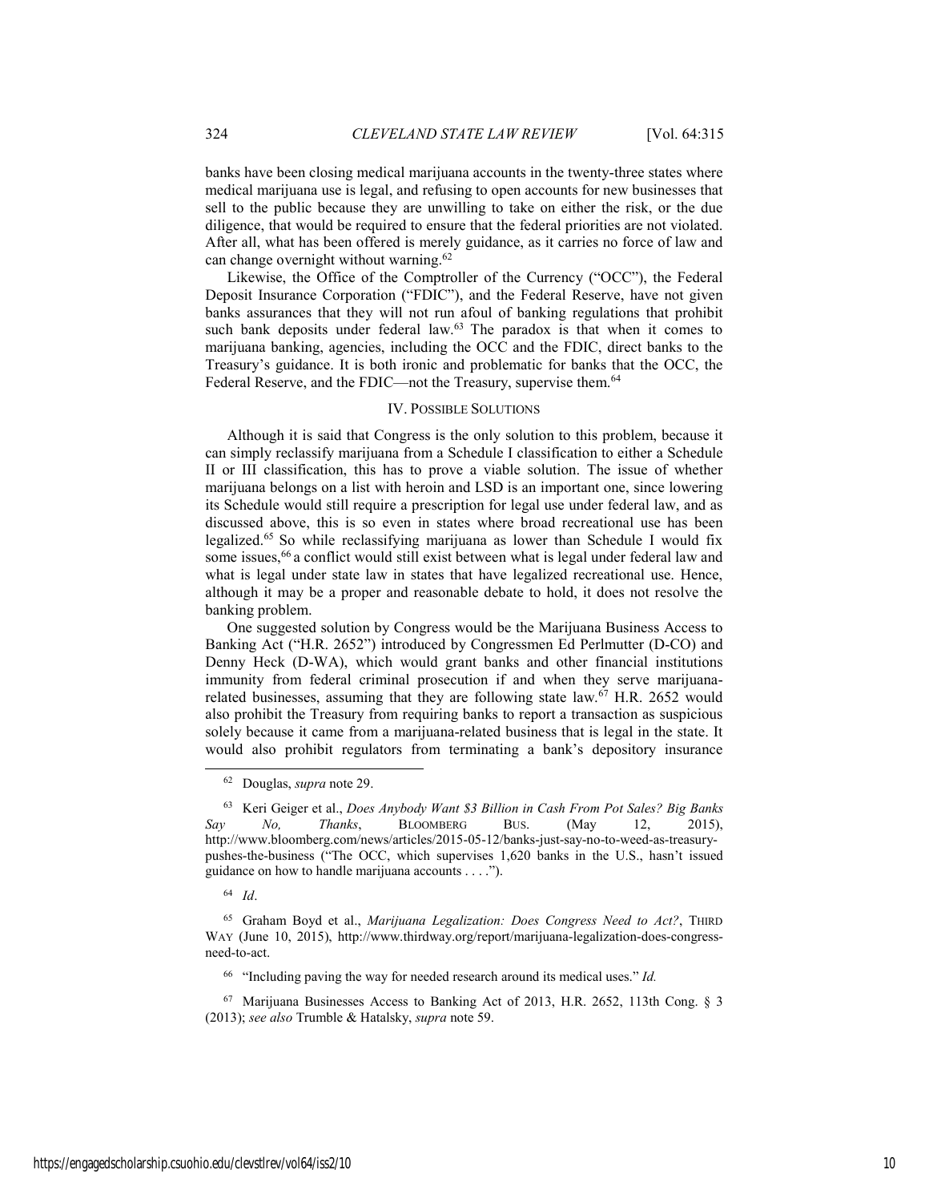banks have been closing medical marijuana accounts in the twenty-three states where medical marijuana use is legal, and refusing to open accounts for new businesses that sell to the public because they are unwilling to take on either the risk, or the due diligence, that would be required to ensure that the federal priorities are not violated. After all, what has been offered is merely guidance, as it carries no force of law and can change overnight without warning.[62]

Likewise, the Office of the Comptroller of the Currency ("OCC"), the Federal Deposit Insurance Corporation ("FDIC"), and the Federal Reserve, have not given banks assurances that they will not run afoul of banking regulations that prohibit such bank deposits under federal law.[63] The paradox is that when it comes to marijuana banking, agencies, including the OCC and the FDIC, direct banks to the Treasury's guidance. It is both ironic and problematic for banks that the OCC, the Federal Reserve, and the FDIC—not the Treasury, supervise them.[64]

## IV. Possible Solutions

Although it is said that Congress is the only solution to this problem, because it can simply reclassify marijuana from a Schedule I classification to either a Schedule II or III classification, this has to prove a viable solution. The issue of whether marijuana belongs on a list with heroin and LSD is an important one, since lowering its Schedule would still require a prescription for legal use under federal law, and as discussed above, this is so even in states where broad recreational use has been legalized.[65] So while reclassifying marijuana as lower than Schedule I would fix some issues,[66] a conflict would still exist between what is legal under federal law and what is legal under state law in states that have legalized recreational use. Hence, although it may be a proper and reasonable debate to hold, it does not resolve the banking problem.

One suggested solution by Congress would be the Marijuana Business Access to Banking Act ("H.R. 2652") introduced by Congressmen Ed Perlmutter (D-CO) and Denny Heck (D-WA), which would grant banks and other financial institutions immunity from federal criminal prosecution if and when they serve marijuana-related businesses, assuming that they are following state law.[67] H.R. 2652 would also prohibit the Treasury from requiring banks to report a transaction as suspicious solely because it came from a marijuana-related business that is legal in the state. It would also prohibit regulators from terminating a bank's depository insurance

---

[62] Douglas, *supra* note 29.

[63] Keri Geiger et al., *Does Anybody Want $3 Billion in Cash From Pot Sales? Big Banks Say No, Thanks*, BLOOMBERG BUS. (May 12, 2015), http://www.bloomberg.com/news/articles/2015-05-12/banks-just-say-no-to-weed-as-treasury-pushes-the-business ("The OCC, which supervises 1,620 banks in the U.S., hasn't issued guidance on how to handle marijuana accounts . . . .").

[64] *Id*.

[65] Graham Boyd et al., *Marijuana Legalization: Does Congress Need to Act?*, THIRD WAY (June 10, 2015), http://www.thirdway.org/report/marijuana-legalization-does-congress-need-to-act.

[66] "Including paving the way for needed research around its medical uses." *Id.*

[67] Marijuana Businesses Access to Banking Act of 2013, H.R. 2652, 113th Cong. § 3 (2013); *see also* Trumble & Hatalsky, *supra* note 59.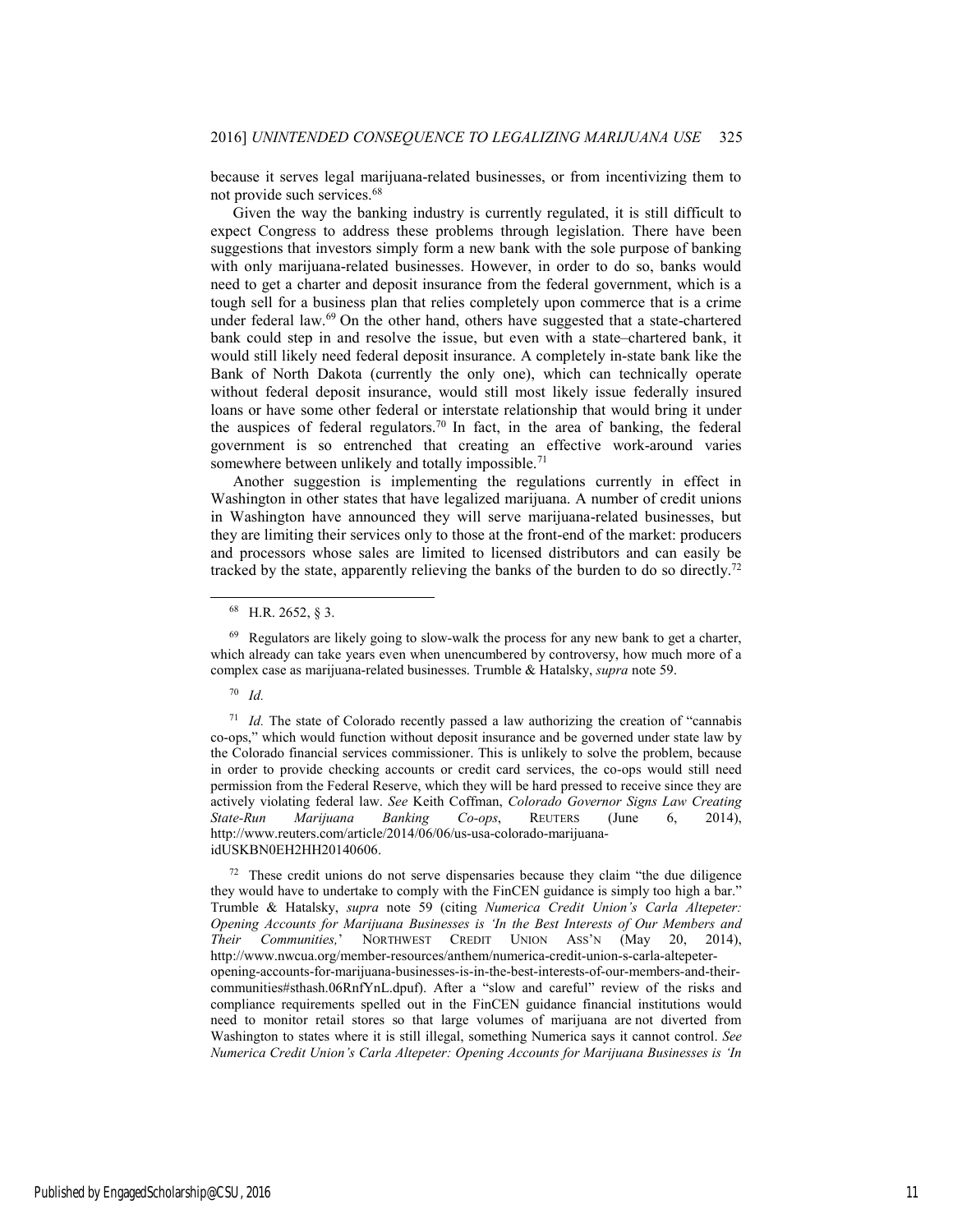because it serves legal marijuana-related businesses, or from incentivizing them to not provide such services.[68]

Given the way the banking industry is currently regulated, it is still difficult to expect Congress to address these problems through legislation. There have been suggestions that investors simply form a new bank with the sole purpose of banking with only marijuana-related businesses. However, in order to do so, banks would need to get a charter and deposit insurance from the federal government, which is a tough sell for a business plan that relies completely upon commerce that is a crime under federal law.[69] On the other hand, others have suggested that a state-chartered bank could step in and resolve the issue, but even with a state–chartered bank, it would still likely need federal deposit insurance. A completely in-state bank like the Bank of North Dakota (currently the only one), which can technically operate without federal deposit insurance, would still most likely issue federally insured loans or have some other federal or interstate relationship that would bring it under the auspices of federal regulators.[70] In fact, in the area of banking, the federal government is so entrenched that creating an effective work-around varies somewhere between unlikely and totally impossible.[71]

Another suggestion is implementing the regulations currently in effect in Washington in other states that have legalized marijuana. A number of credit unions in Washington have announced they will serve marijuana-related businesses, but they are limiting their services only to those at the front-end of the market: producers and processors whose sales are limited to licensed distributors and can easily be tracked by the state, apparently relieving the banks of the burden to do so directly.[72]

---

[68] H.R. 2652, § 3.

[69] Regulators are likely going to slow-walk the process for any new bank to get a charter, which already can take years even when unencumbered by controversy, how much more of a complex case as marijuana-related businesses. Trumble & Hatalsky, *supra* note 59.

[70] *Id.*

[71] *Id.* The state of Colorado recently passed a law authorizing the creation of "cannabis co-ops," which would function without deposit insurance and be governed under state law by the Colorado financial services commissioner. This is unlikely to solve the problem, because in order to provide checking accounts or credit card services, the co-ops would still need permission from the Federal Reserve, which they will be hard pressed to receive since they are actively violating federal law. *See* Keith Coffman, *Colorado Governor Signs Law Creating State-Run Marijuana Banking Co-ops*, REUTERS (June 6, 2014), http://www.reuters.com/article/2014/06/06/us-usa-colorado-marijuana-idUSKBN0EH2HH20140606.

[72] These credit unions do not serve dispensaries because they claim "the due diligence they would have to undertake to comply with the FinCEN guidance is simply too high a bar." Trumble & Hatalsky, *supra* note 59 (citing *Numerica Credit Union's Carla Altepeter: Opening Accounts for Marijuana Businesses is 'In the Best Interests of Our Members and Their Communities,'* NORTHWEST CREDIT UNION ASS'N (May 20, 2014), http://www.nwcua.org/member-resources/anthem/numerica-credit-union-s-carla-altepeter-opening-accounts-for-marijuana-businesses-is-in-the-best-interests-of-our-members-and-their-communities#sthash.06RnfYnL.dpuf). After a "slow and careful" review of the risks and compliance requirements spelled out in the FinCEN guidance financial institutions would need to monitor retail stores so that large volumes of marijuana are not diverted from Washington to states where it is still illegal, something Numerica says it cannot control. *See Numerica Credit Union's Carla Altepeter: Opening Accounts for Marijuana Businesses is 'In*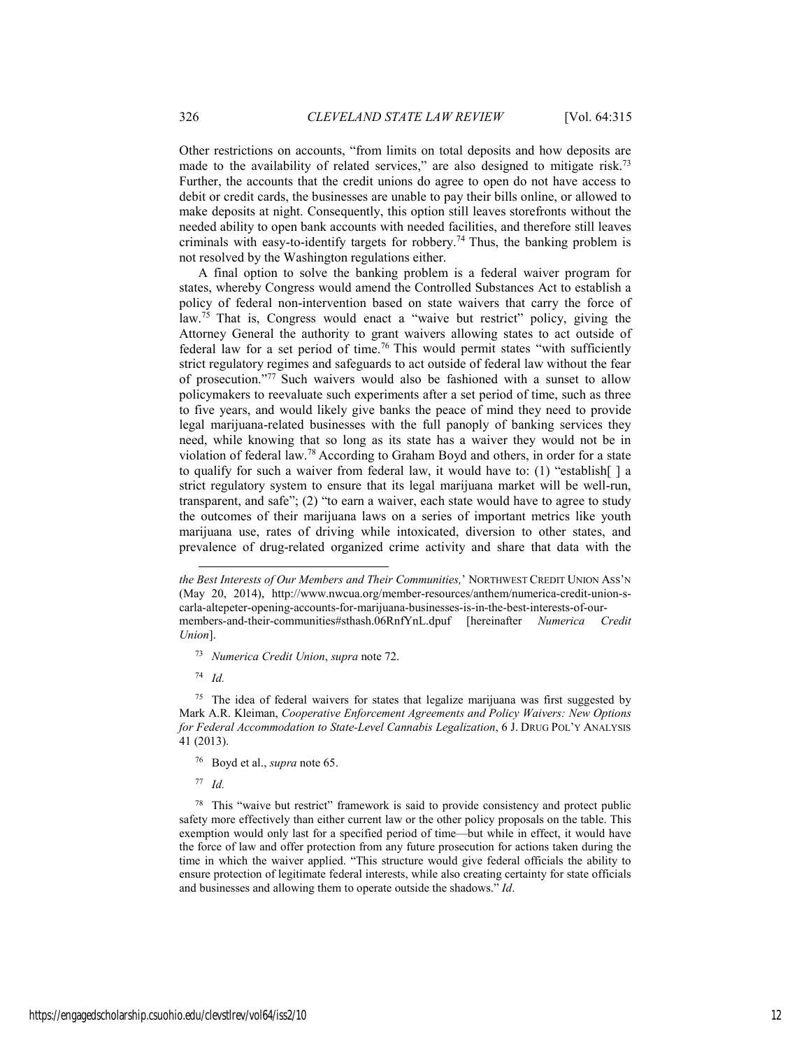Other restrictions on accounts, "from limits on total deposits and how deposits are made to the availability of related services," are also designed to mitigate risk.[73] Further, the accounts that the credit unions do agree to open do not have access to debit or credit cards, the businesses are unable to pay their bills online, or allowed to make deposits at night. Consequently, this option still leaves storefronts without the needed ability to open bank accounts with needed facilities, and therefore still leaves criminals with easy-to-identify targets for robbery.[74] Thus, the banking problem is not resolved by the Washington regulations either.

A final option to solve the banking problem is a federal waiver program for states, whereby Congress would amend the Controlled Substances Act to establish a policy of federal non-intervention based on state waivers that carry the force of law.[75] That is, Congress would enact a "waive but restrict" policy, giving the Attorney General the authority to grant waivers allowing states to act outside of federal law for a set period of time.[76] This would permit states "with sufficiently strict regulatory regimes and safeguards to act outside of federal law without the fear of prosecution."[77] Such waivers would also be fashioned with a sunset to allow policymakers to reevaluate such experiments after a set period of time, such as three to five years, and would likely give banks the peace of mind they need to provide legal marijuana-related businesses with the full panoply of banking services they need, while knowing that so long as its state has a waiver they would not be in violation of federal law.[78] According to Graham Boyd and others, in order for a state to qualify for such a waiver from federal law, it would have to: (1) "establish[ ] a strict regulatory system to ensure that its legal marijuana market will be well-run, transparent, and safe"; (2) "to earn a waiver, each state would have to agree to study the outcomes of their marijuana laws on a series of important metrics like youth marijuana use, rates of driving while intoxicated, diversion to other states, and prevalence of drug-related organized crime activity and share that data with the

---

*the Best Interests of Our Members and Their Communities,*' NORTHWEST CREDIT UNION ASS'N (May 20, 2014), http://www.nwcua.org/member-resources/anthem/numerica-credit-union-s-carla-altepeter-opening-accounts-for-marijuana-businesses-is-in-the-best-interests-of-our-members-and-their-communities#sthash.06RnfYnL.dpuf [hereinafter *Numerica Credit Union*].

[73] *Numerica Credit Union*, *supra* note 72.

[74] *Id.*

[75] The idea of federal waivers for states that legalize marijuana was first suggested by Mark A.R. Kleiman, *Cooperative Enforcement Agreements and Policy Waivers: New Options for Federal Accommodation to State-Level Cannabis Legalization*, 6 J. DRUG POL'Y ANALYSIS 41 (2013).

[76] Boyd et al., *supra* note 65.

[77] *Id.*

[78] This "waive but restrict" framework is said to provide consistency and protect public safety more effectively than either current law or the other policy proposals on the table. This exemption would only last for a specified period of time—but while in effect, it would have the force of law and offer protection from any future prosecution for actions taken during the time in which the waiver applied. "This structure would give federal officials the ability to ensure protection of legitimate federal interests, while also creating certainty for state officials and businesses and allowing them to operate outside the shadows." *Id*.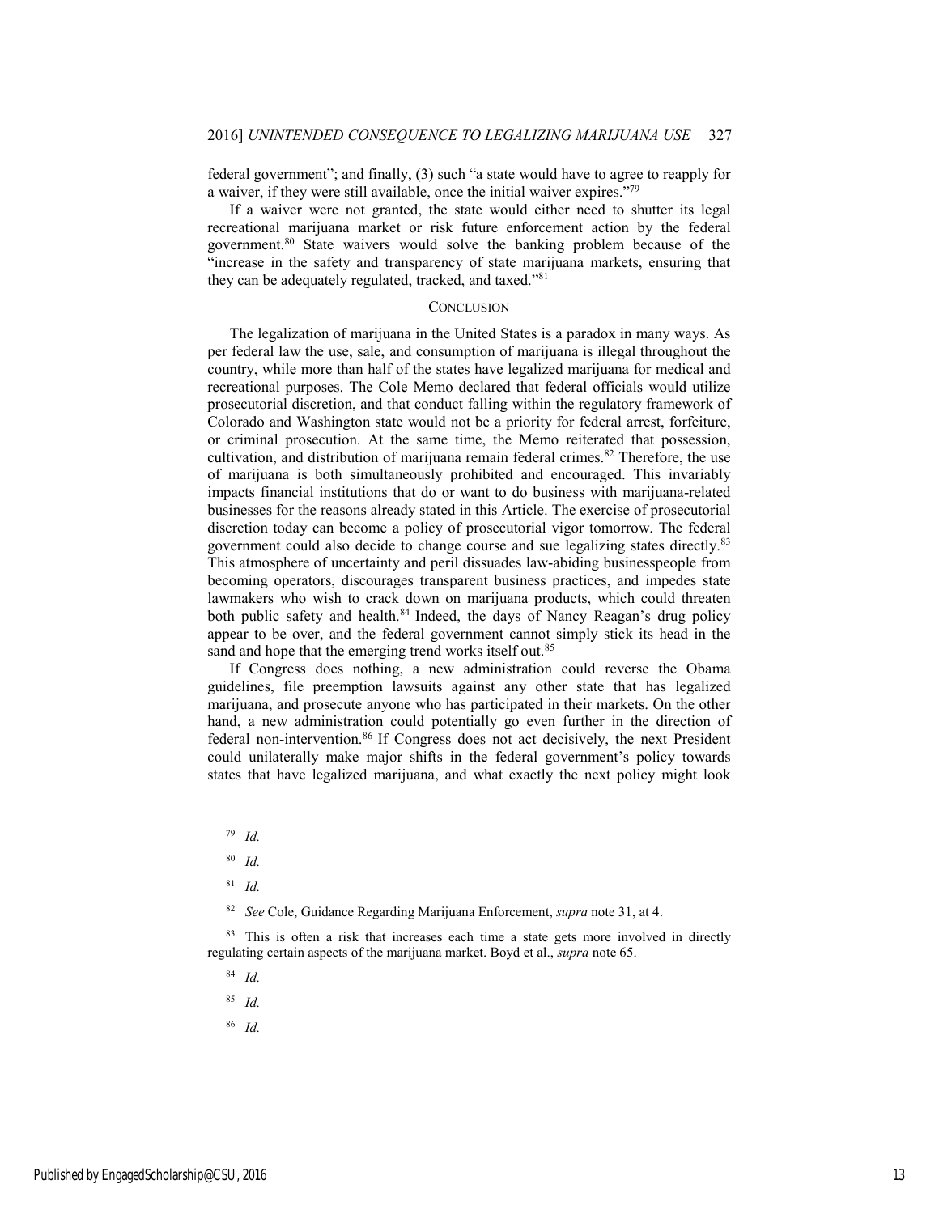federal government"; and finally, (3) such "a state would have to agree to reapply for a waiver, if they were still available, once the initial waiver expires."[79]

If a waiver were not granted, the state would either need to shutter its legal recreational marijuana market or risk future enforcement action by the federal government.[80] State waivers would solve the banking problem because of the "increase in the safety and transparency of state marijuana markets, ensuring that they can be adequately regulated, tracked, and taxed."[81]

## CONCLUSION

The legalization of marijuana in the United States is a paradox in many ways. As per federal law the use, sale, and consumption of marijuana is illegal throughout the country, while more than half of the states have legalized marijuana for medical and recreational purposes. The Cole Memo declared that federal officials would utilize prosecutorial discretion, and that conduct falling within the regulatory framework of Colorado and Washington state would not be a priority for federal arrest, forfeiture, or criminal prosecution. At the same time, the Memo reiterated that possession, cultivation, and distribution of marijuana remain federal crimes.[82] Therefore, the use of marijuana is both simultaneously prohibited and encouraged. This invariably impacts financial institutions that do or want to do business with marijuana-related businesses for the reasons already stated in this Article. The exercise of prosecutorial discretion today can become a policy of prosecutorial vigor tomorrow. The federal government could also decide to change course and sue legalizing states directly.[83] This atmosphere of uncertainty and peril dissuades law-abiding businesspeople from becoming operators, discourages transparent business practices, and impedes state lawmakers who wish to crack down on marijuana products, which could threaten both public safety and health.[84] Indeed, the days of Nancy Reagan's drug policy appear to be over, and the federal government cannot simply stick its head in the sand and hope that the emerging trend works itself out.[85]

If Congress does nothing, a new administration could reverse the Obama guidelines, file preemption lawsuits against any other state that has legalized marijuana, and prosecute anyone who has participated in their markets. On the other hand, a new administration could potentially go even further in the direction of federal non-intervention.[86] If Congress does not act decisively, the next President could unilaterally make major shifts in the federal government's policy towards states that have legalized marijuana, and what exactly the next policy might look

---

[79] *Id.*

[80] *Id.*

[81] *Id.*

[82] *See* Cole, Guidance Regarding Marijuana Enforcement, *supra* note 31, at 4.

[83] This is often a risk that increases each time a state gets more involved in directly regulating certain aspects of the marijuana market. Boyd et al., *supra* note 65.

[84] *Id.*

[85] *Id.*

[86] *Id.*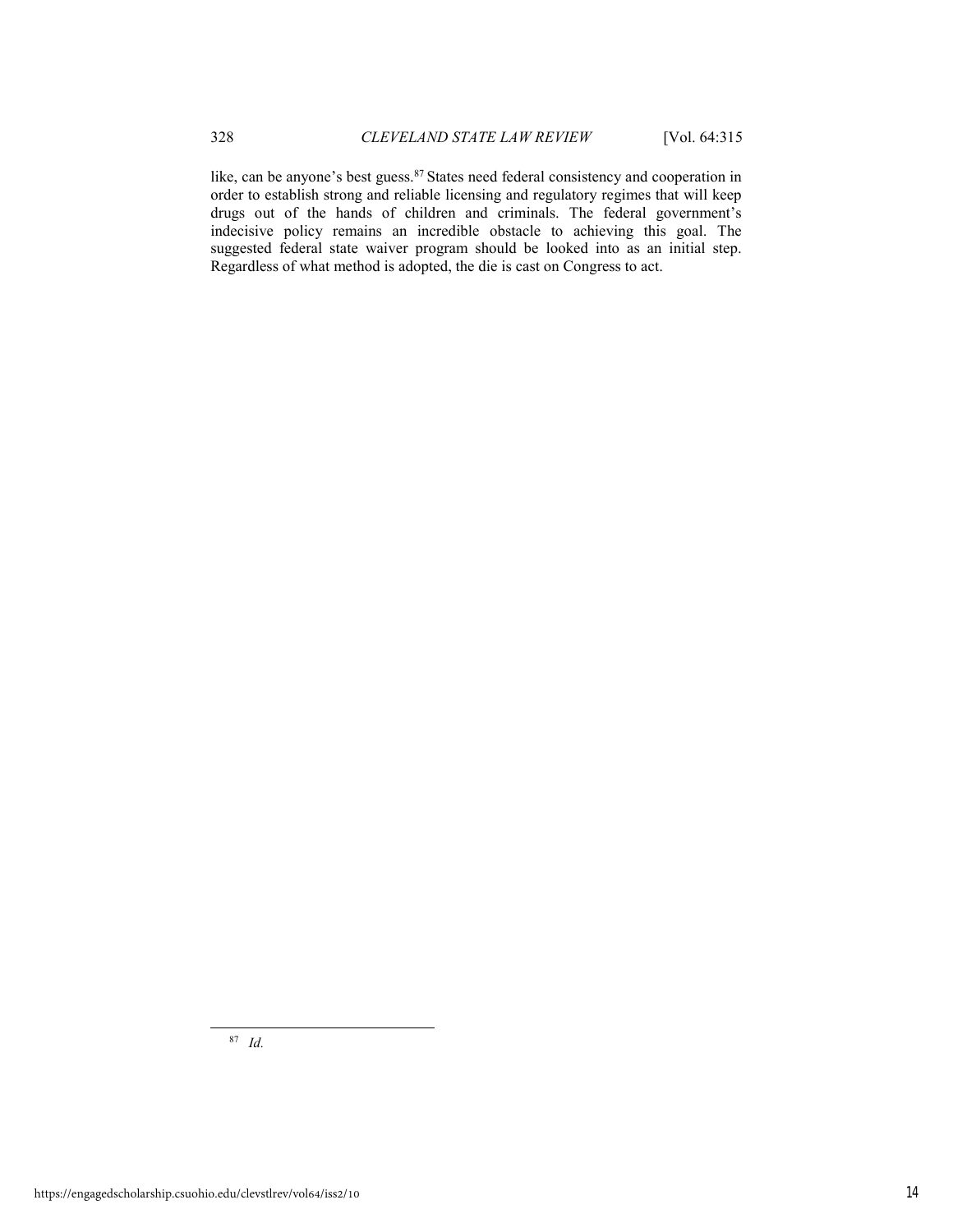like, can be anyone's best guess.[87] States need federal consistency and cooperation in order to establish strong and reliable licensing and regulatory regimes that will keep drugs out of the hands of children and criminals. The federal government's indecisive policy remains an incredible obstacle to achieving this goal. The suggested federal state waiver program should be looked into as an initial step. Regardless of what method is adopted, the die is cast on Congress to act.

---

[87] *Id.*